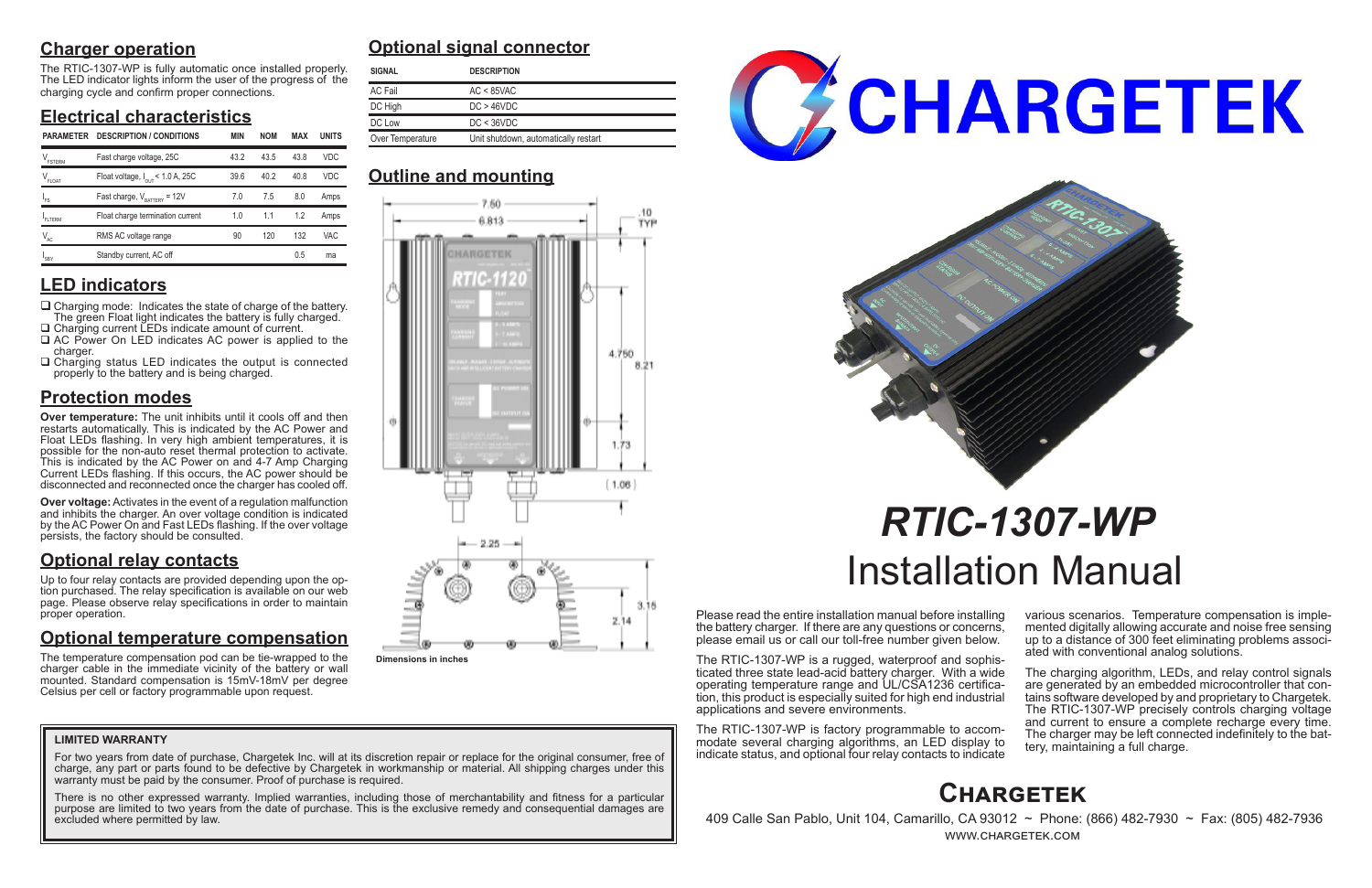## Charger operation

The RTIC-1307-WP is fully automatic once installed properly. The LED indicator lights inform the user of the progress of the charging cycle and confirm proper connections.

## Electrical characteristics

| PARAMETER | DESCRIPTION / CONDITIONS | MIN | NOM | MAX | UNITS |
|---|---|---|---|---|---|
| $V_{FSTERM}$ | Fast charge voltage, 25C | 43.2 | 43.5 | 43.8 | VDC |
| $V_{FLOAT}$ | Float voltage, $I_{OUT}$ < 1.0 A, 25C | 39.6 | 40.2 | 40.8 | VDC |
| $I_{FS}$ | Fast charge, $V_{BATTERY}$ = 12V | 7.0 | 7.5 | 8.0 | Amps |
| $I_{FLTERM}$ | Float charge termination current | 1.0 | 1.1 | 1.2 | Amps |
| $V_{AC}$ | RMS AC voltage range | 90 | 120 | 132 | VAC |
| $I_{SBY}$ | Standby current, AC off | | | 0.5 | ma |

## LED indicators

- ❑ Charging mode: Indicates the state of charge of the battery. The green Float light indicates the battery is fully charged.
- ❑ Charging current LEDs indicate amount of current.
- ❑ AC Power On LED indicates AC power is applied to the charger.
- ❑ Charging status LED indicates the output is connected properly to the battery and is being charged.

## Protection modes

**Over temperature:** The unit inhibits until it cools off and then restarts automatically. This is indicated by the AC Power and Float LEDs flashing. In very high ambient temperatures, it is possible for the non-auto reset thermal protection to activate. This is indicated by the AC Power on and 4-7 Amp Charging Current LEDs flashing. If this occurs, the AC power should be disconnected and reconnected once the charger has cooled off.

**Over voltage:** Activates in the event of a regulation malfunction and inhibits the charger. An over voltage condition is indicated by the AC Power On and Fast LEDs flashing. If the over voltage persists, the factory should be consulted.

## Optional relay contacts

Up to four relay contacts are provided depending upon the option purchased. The relay specification is available on our web page. Please observe relay specifications in order to maintain proper operation.

## Optional temperature compensation

The temperature compensation pod can be tie-wrapped to the charger cable in the immediate vicinity of the battery or wall mounted. Standard compensation is 15mV-18mV per degree Celsius per cell or factory programmable upon request.

## Optional signal connector

| SIGNAL | DESCRIPTION |
|---|---|
| AC Fail | AC < 85VAC |
| DC High | DC > 46VDC |
| DC Low | DC < 36VDC |
| Over Temperature | Unit shutdown, automatically restart |

## Outline and mounting

Dimensions in inches

**LIMITED WARRANTY**

For two years from date of purchase, Chargetek Inc. will at its discretion repair or replace for the original consumer, free of charge, any part or parts found to be defective by Chargetek in workmanship or material. All shipping charges under this warranty must be paid by the consumer. Proof of purchase is required.

There is no other expressed warranty. Implied warranties, including those of merchantability and fitness for a particular purpose are limited to two years from the date of purchase. This is the exclusive remedy and consequential damages are excluded where permitted by law.

# CHARGETEK

# *RTIC-1307-WP*
# Installation Manual

Please read the entire installation manual before installing the battery charger. If there are any questions or concerns, please email us or call our toll-free number given below.

The RTIC-1307-WP is a rugged, waterproof and sophisticated three state lead-acid battery charger. With a wide operating temperature range and UL/CSA1236 certification, this product is especially suited for high end industrial applications and severe environments.

The RTIC-1307-WP is factory programmable to accommodate several charging algorithms, an LED display to indicate status, and optional four relay contacts to indicate various scenarios. Temperature compensation is implemented digitally allowing accurate and noise free sensing up to a distance of 300 feet eliminating problems associated with conventional analog solutions.

The charging algorithm, LEDs, and relay control signals are generated by an embedded microcontroller that contains software developed by and proprietary to Chargetek. The RTIC-1307-WP precisely controls charging voltage and current to ensure a complete recharge every time. The charger may be left connected indefinitely to the battery, maintaining a full charge.

## Chargetek

409 Calle San Pablo, Unit 104, Camarillo, CA 93012 ~ Phone: (866) 482-7930 ~ Fax: (805) 482-7936
www.chargetek.com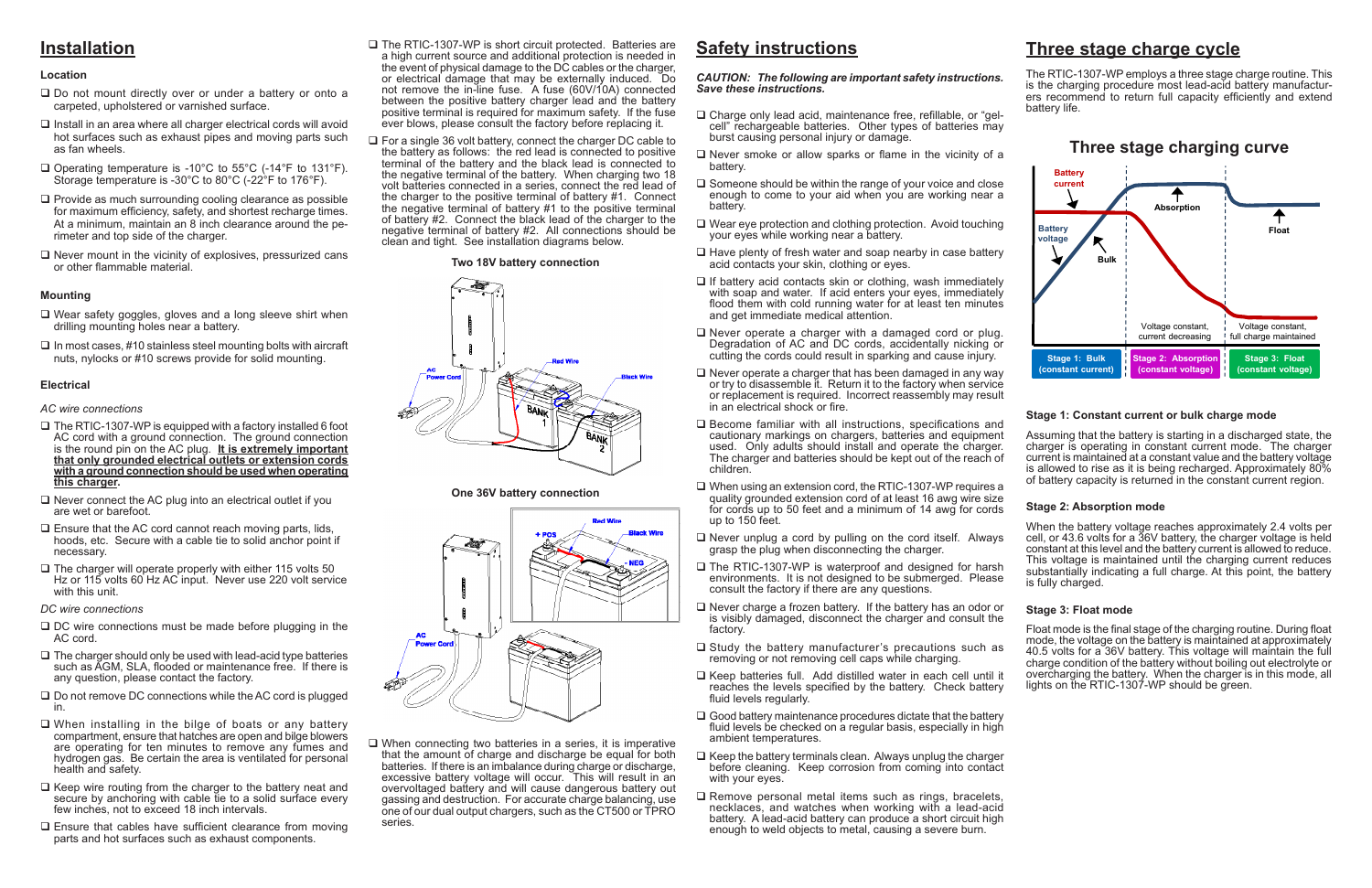## Installation

### Location

- ❑ Do not mount directly over or under a battery or onto a carpeted, upholstered or varnished surface.
- ❑ Install in an area where all charger electrical cords will avoid hot surfaces such as exhaust pipes and moving parts such as fan wheels.
- ❑ Operating temperature is -10°C to 55°C (-14°F to 131°F). Storage temperature is -30°C to 80°C (-22°F to 176°F).
- ❑ Provide as much surrounding cooling clearance as possible for maximum efficiency, safety, and shortest recharge times. At a minimum, maintain an 8 inch clearance around the perimeter and top side of the charger.
- ❑ Never mount in the vicinity of explosives, pressurized cans or other flammable material.

### Mounting

- ❑ Wear safety goggles, gloves and a long sleeve shirt when drilling mounting holes near a battery.
- ❑ In most cases, #10 stainless steel mounting bolts with aircraft nuts, nylocks or #10 screws provide for solid mounting.

### Electrical

*AC wire connections*

- ❑ The RTIC-1307-WP is equipped with a factory installed 6 foot AC cord with a ground connection. The ground connection is the round pin on the AC plug. **It is extremely important that only grounded electrical outlets or extension cords with a ground connection should be used when operating this charger.**
- ❑ Never connect the AC plug into an electrical outlet if you are wet or barefoot.
- ❑ Ensure that the AC cord cannot reach moving parts, lids, hoods, etc. Secure with a cable tie to solid anchor point if necessary.
- ❑ The charger will operate properly with either 115 volts 50 Hz or 115 volts 60 Hz AC input. Never use 220 volt service with this unit.

*DC wire connections*

- ❑ DC wire connections must be made before plugging in the AC cord.
- ❑ The charger should only be used with lead-acid type batteries such as AGM, SLA, flooded or maintenance free. If there is any question, please contact the factory.
- ❑ Do not remove DC connections while the AC cord is plugged in.
- ❑ When installing in the bilge of boats or any battery compartment, ensure that hatches are open and bilge blowers are operating for ten minutes to remove any fumes and hydrogen gas. Be certain the area is ventilated for personal health and safety.
- ❑ Keep wire routing from the charger to the battery neat and secure by anchoring with cable tie to a solid surface every few inches, not to exceed 18 inch intervals.
- ❑ Ensure that cables have sufficient clearance from moving parts and hot surfaces such as exhaust components.
- ❑ The RTIC-1307-WP is short circuit protected. Batteries are a high current source and additional protection is needed in the event of physical damage to the DC cables or the charger, or electrical damage that may be externally induced. Do not remove the in-line fuse. A fuse (60V/10A) connected between the positive battery charger lead and the battery positive terminal is required for maximum safety. If the fuse ever blows, please consult the factory before replacing it.
- ❑ For a single 36 volt battery, connect the charger DC cable to the battery as follows: the red lead is connected to positive terminal of the battery and the black lead is connected to the negative terminal of the battery. When charging two 18 volt batteries connected in a series, connect the red lead of the charger to the positive terminal of battery #1. Connect the negative terminal of battery #1 to the positive terminal of battery #2. Connect the black lead of the charger to the negative terminal of battery #2. All connections should be clean and tight. See installation diagrams below.

**Two 18V battery connection**

AC Power Cord
Red Wire
Black Wire
BANK 1
BANK 2

**One 36V battery connection**

Red Wire
+ POS
Black Wire
- NEG
AC Power Cord

- ❑ When connecting two batteries in a series, it is imperative that the amount of charge and discharge be equal for both batteries. If there is an imbalance during charge or discharge, excessive battery voltage will occur. This will result in an overvoltaged battery and will cause dangerous battery out gassing and destruction. For accurate charge balancing, use one of our dual output chargers, such as the CT500 or TPRO series.

## Safety instructions

***CAUTION: The following are important safety instructions. Save these instructions.***

- ❑ Charge only lead acid, maintenance free, refillable, or "gel-cell" rechargeable batteries. Other types of batteries may burst causing personal injury or damage.
- ❑ Never smoke or allow sparks or flame in the vicinity of a battery.
- ❑ Someone should be within the range of your voice and close enough to come to your aid when you are working near a battery.
- ❑ Wear eye protection and clothing protection. Avoid touching your eyes while working near a battery.
- ❑ Have plenty of fresh water and soap nearby in case battery acid contacts your skin, clothing or eyes.
- ❑ If battery acid contacts skin or clothing, wash immediately with soap and water. If acid enters your eyes, immediately flood them with cold running water for at least ten minutes and get immediate medical attention.
- ❑ Never operate a charger with a damaged cord or plug. Degradation of AC and DC cords, accidentally nicking or cutting the cords could result in sparking and cause injury.
- ❑ Never operate a charger that has been damaged in any way or try to disassemble it. Return it to the factory when service or replacement is required. Incorrect reassembly may result in an electrical shock or fire.
- ❑ Become familiar with all instructions, specifications and cautionary markings on chargers, batteries and equipment used. Only adults should install and operate the charger. The charger and batteries should be kept out of the reach of children.
- ❑ When using an extension cord, the RTIC-1307-WP requires a quality grounded extension cord of at least 16 awg wire size for cords up to 50 feet and a minimum of 14 awg for cords up to 150 feet.
- ❑ Never unplug a cord by pulling on the cord itself. Always grasp the plug when disconnecting the charger.
- ❑ The RTIC-1307-WP is waterproof and designed for harsh environments. It is not designed to be submerged. Please consult the factory if there are any questions.
- ❑ Never charge a frozen battery. If the battery has an odor or is visibly damaged, disconnect the charger and consult the factory.
- ❑ Study the battery manufacturer's precautions such as removing or not removing cell caps while charging.
- ❑ Keep batteries full. Add distilled water in each cell until it reaches the levels specified by the battery. Check battery fluid levels regularly.
- ❑ Good battery maintenance procedures dictate that the battery fluid levels be checked on a regular basis, especially in high ambient temperatures.
- ❑ Keep the battery terminals clean. Always unplug the charger before cleaning. Keep corrosion from coming into contact with your eyes.
- ❑ Remove personal metal items such as rings, bracelets, necklaces, and watches when working with a lead-acid battery. A lead-acid battery can produce a short circuit high enough to weld objects to metal, causing a severe burn.

## Three stage charge cycle

The RTIC-1307-WP employs a three stage charge routine. This is the charging procedure most lead-acid battery manufacturers recommend to return full capacity efficiently and extend battery life.

**Three stage charging curve**

Battery current
Battery voltage
Bulk
Absorption
Float
Voltage constant, current decreasing
Voltage constant, full charge maintained
Stage 1: Bulk (constant current)
Stage 2: Absorption (constant voltage)
Stage 3: Float (constant voltage)

### Stage 1: Constant current or bulk charge mode

Assuming that the battery is starting in a discharged state, the charger is operating in constant current mode. The charger current is maintained at a constant value and the battery voltage is allowed to rise as it is being recharged. Approximately 80% of battery capacity is returned in the constant current region.

### Stage 2: Absorption mode

When the battery voltage reaches approximately 2.4 volts per cell, or 43.6 volts for a 36V battery, the charger voltage is held constant at this level and the battery current is allowed to reduce. This voltage is maintained until the charging current reduces substantially indicating a full charge. At this point, the battery is fully charged.

### Stage 3: Float mode

Float mode is the final stage of the charging routine. During float mode, the voltage on the battery is maintained at approximately 40.5 volts for a 36V battery. This voltage will maintain the full charge condition of the battery without boiling out electrolyte or overcharging the battery. When the charger is in this mode, all lights on the RTIC-1307-WP should be green.